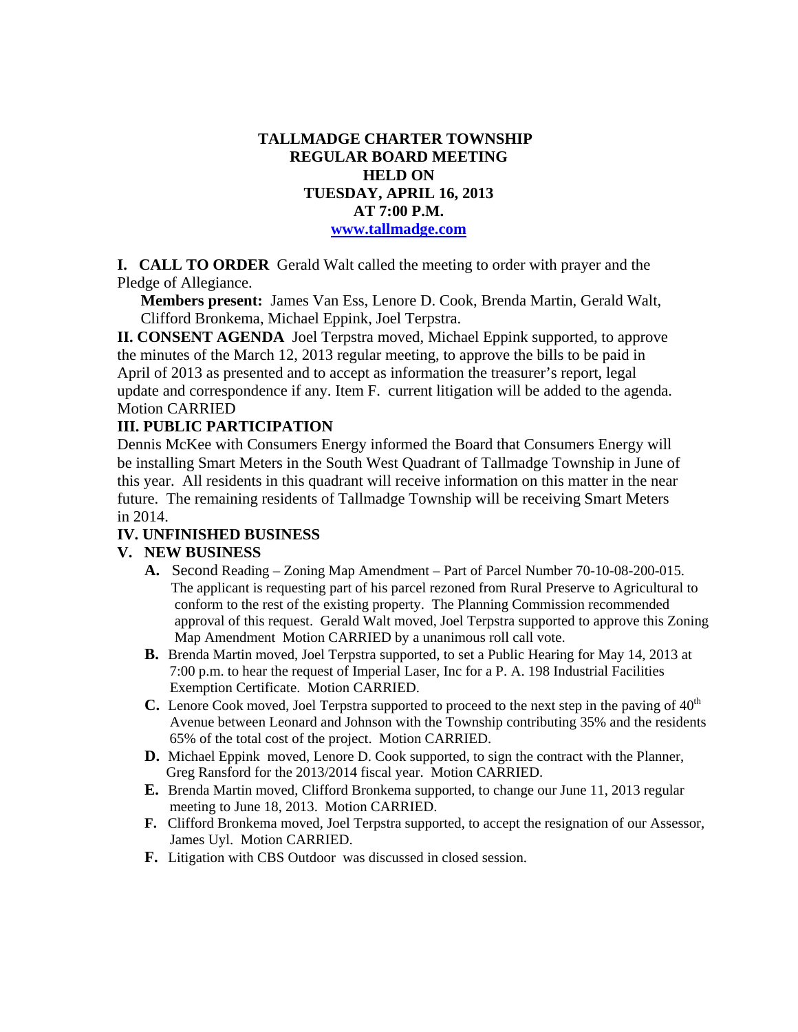# TALLMADGE CHARTER TOWNSHIP
## REGULAR BOARD MEETING
## HELD ON
## TUESDAY, APRIL 16, 2013
## AT 7:00 P.M.
**www.tallmadge.com**

**I. CALL TO ORDER** Gerald Walt called the meeting to order with prayer and the Pledge of Allegiance.

**Members present:** James Van Ess, Lenore D. Cook, Brenda Martin, Gerald Walt, Clifford Bronkema, Michael Eppink, Joel Terpstra.

**II. CONSENT AGENDA** Joel Terpstra moved, Michael Eppink supported, to approve the minutes of the March 12, 2013 regular meeting, to approve the bills to be paid in April of 2013 as presented and to accept as information the treasurer's report, legal update and correspondence if any. Item F. current litigation will be added to the agenda. Motion CARRIED

**III. PUBLIC PARTICIPATION**

Dennis McKee with Consumers Energy informed the Board that Consumers Energy will be installing Smart Meters in the South West Quadrant of Tallmadge Township in June of this year. All residents in this quadrant will receive information on this matter in the near future. The remaining residents of Tallmadge Township will be receiving Smart Meters in 2014.

**IV. UNFINISHED BUSINESS**

**V. NEW BUSINESS**

- **A.** Second Reading – Zoning Map Amendment – Part of Parcel Number 70-10-08-200-015. The applicant is requesting part of his parcel rezoned from Rural Preserve to Agricultural to conform to the rest of the existing property. The Planning Commission recommended approval of this request. Gerald Walt moved, Joel Terpstra supported to approve this Zoning Map Amendment Motion CARRIED by a unanimous roll call vote.
- **B.** Brenda Martin moved, Joel Terpstra supported, to set a Public Hearing for May 14, 2013 at 7:00 p.m. to hear the request of Imperial Laser, Inc for a P. A. 198 Industrial Facilities Exemption Certificate. Motion CARRIED.
- **C.** Lenore Cook moved, Joel Terpstra supported to proceed to the next step in the paving of 40th Avenue between Leonard and Johnson with the Township contributing 35% and the residents 65% of the total cost of the project. Motion CARRIED.
- **D.** Michael Eppink moved, Lenore D. Cook supported, to sign the contract with the Planner, Greg Ransford for the 2013/2014 fiscal year. Motion CARRIED.
- **E.** Brenda Martin moved, Clifford Bronkema supported, to change our June 11, 2013 regular meeting to June 18, 2013. Motion CARRIED.
- **F.** Clifford Bronkema moved, Joel Terpstra supported, to accept the resignation of our Assessor, James Uyl. Motion CARRIED.
- **F.** Litigation with CBS Outdoor was discussed in closed session.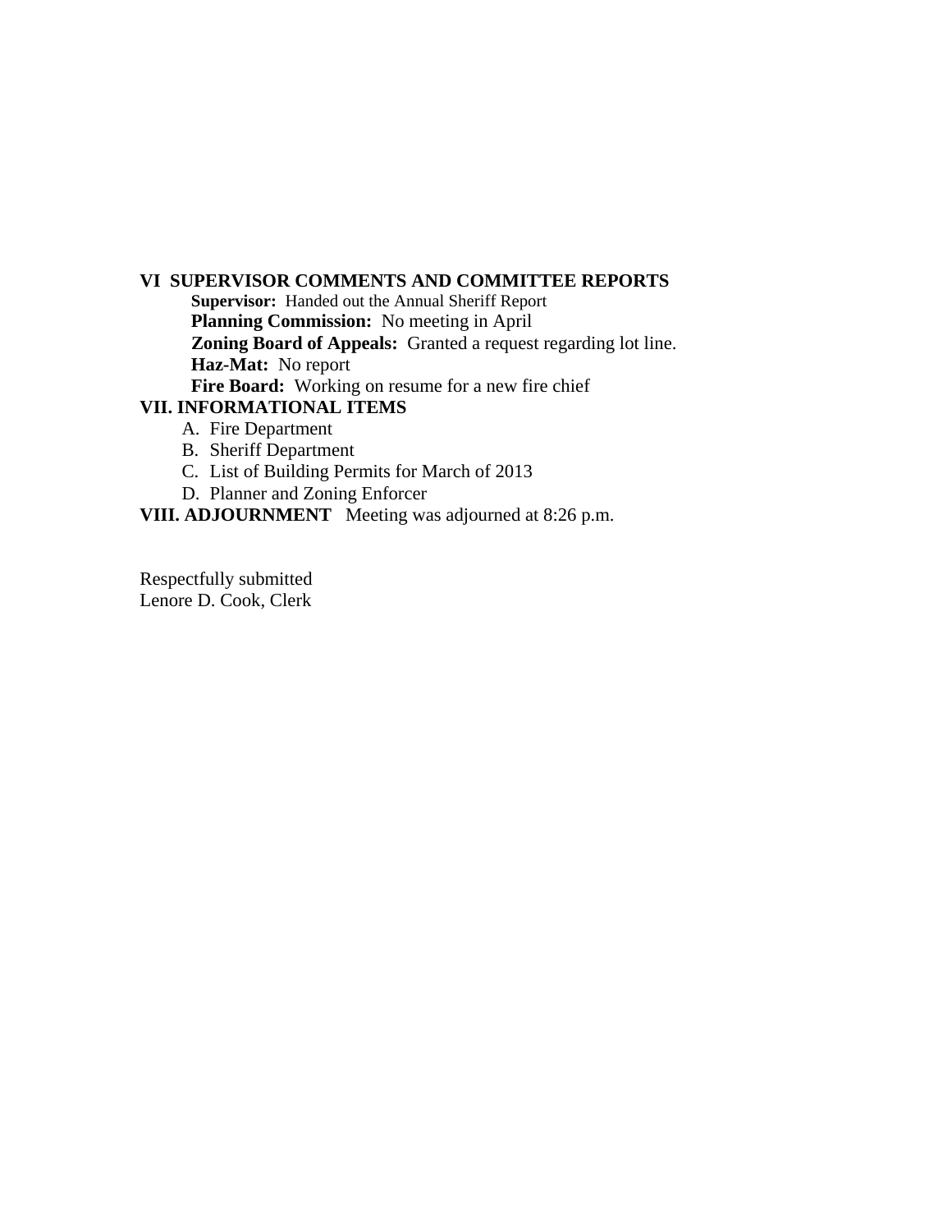**VI SUPERVISOR COMMENTS AND COMMITTEE REPORTS**

**Supervisor:** Handed out the Annual Sheriff Report

**Planning Commission:** No meeting in April

**Zoning Board of Appeals:** Granted a request regarding lot line.

**Haz-Mat:** No report

**Fire Board:** Working on resume for a new fire chief

**VII. INFORMATIONAL ITEMS**

A. Fire Department
B. Sheriff Department
C. List of Building Permits for March of 2013
D. Planner and Zoning Enforcer

**VIII. ADJOURNMENT** Meeting was adjourned at 8:26 p.m.

Respectfully submitted
Lenore D. Cook, Clerk